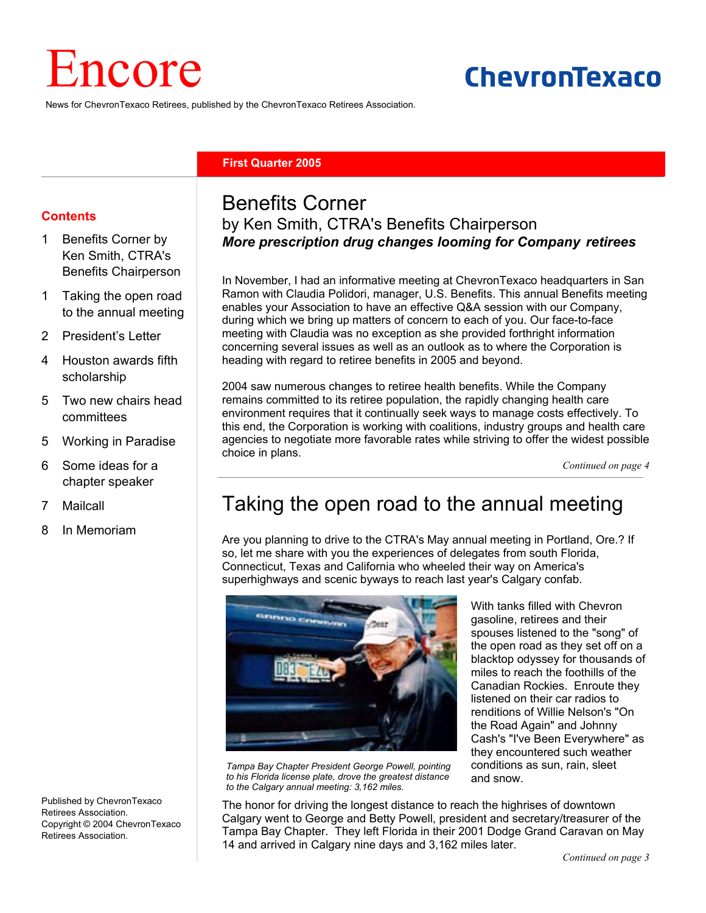# Encore

**ChevronTexaco**

News for ChevronTexaco Retirees, published by the ChevronTexaco Retirees Association.

**First Quarter 2005**

**Contents**

- 1 Benefits Corner by Ken Smith, CTRA's Benefits Chairperson
- 1 Taking the open road to the annual meeting
- 2 President's Letter
- 4 Houston awards fifth scholarship
- 5 Two new chairs head committees
- 5 Working in Paradise
- 6 Some ideas for a chapter speaker
- 7 Mailcall
- 8 In Memoriam

Published by ChevronTexaco Retirees Association. Copyright © 2004 ChevronTexaco Retirees Association.

## Benefits Corner

### by Ken Smith, CTRA's Benefits Chairperson

***More prescription drug changes looming for Company retirees***

In November, I had an informative meeting at ChevronTexaco headquarters in San Ramon with Claudia Polidori, manager, U.S. Benefits. This annual Benefits meeting enables your Association to have an effective Q&A session with our Company, during which we bring up matters of concern to each of you. Our face-to-face meeting with Claudia was no exception as she provided forthright information concerning several issues as well as an outlook as to where the Corporation is heading with regard to retiree benefits in 2005 and beyond.

2004 saw numerous changes to retiree health benefits. While the Company remains committed to its retiree population, the rapidly changing health care environment requires that it continually seek ways to manage costs effectively. To this end, the Corporation is working with coalitions, industry groups and health care agencies to negotiate more favorable rates while striving to offer the widest possible choice in plans.

*Continued on page 4*

## Taking the open road to the annual meeting

Are you planning to drive to the CTRA's May annual meeting in Portland, Ore.? If so, let me share with you the experiences of delegates from south Florida, Connecticut, Texas and California who wheeled their way on America's superhighways and scenic byways to reach last year's Calgary confab.

*Tampa Bay Chapter President George Powell, pointing to his Florida license plate, drove the greatest distance to the Calgary annual meeting: 3,162 miles.*

With tanks filled with Chevron gasoline, retirees and their spouses listened to the "song" of the open road as they set off on a blacktop odyssey for thousands of miles to reach the foothills of the Canadian Rockies. Enroute they listened on their car radios to renditions of Willie Nelson's "On the Road Again" and Johnny Cash's "I've Been Everywhere" as they encountered such weather conditions as sun, rain, sleet and snow.

The honor for driving the longest distance to reach the highrises of downtown Calgary went to George and Betty Powell, president and secretary/treasurer of the Tampa Bay Chapter. They left Florida in their 2001 Dodge Grand Caravan on May 14 and arrived in Calgary nine days and 3,162 miles later.

*Continued on page 3*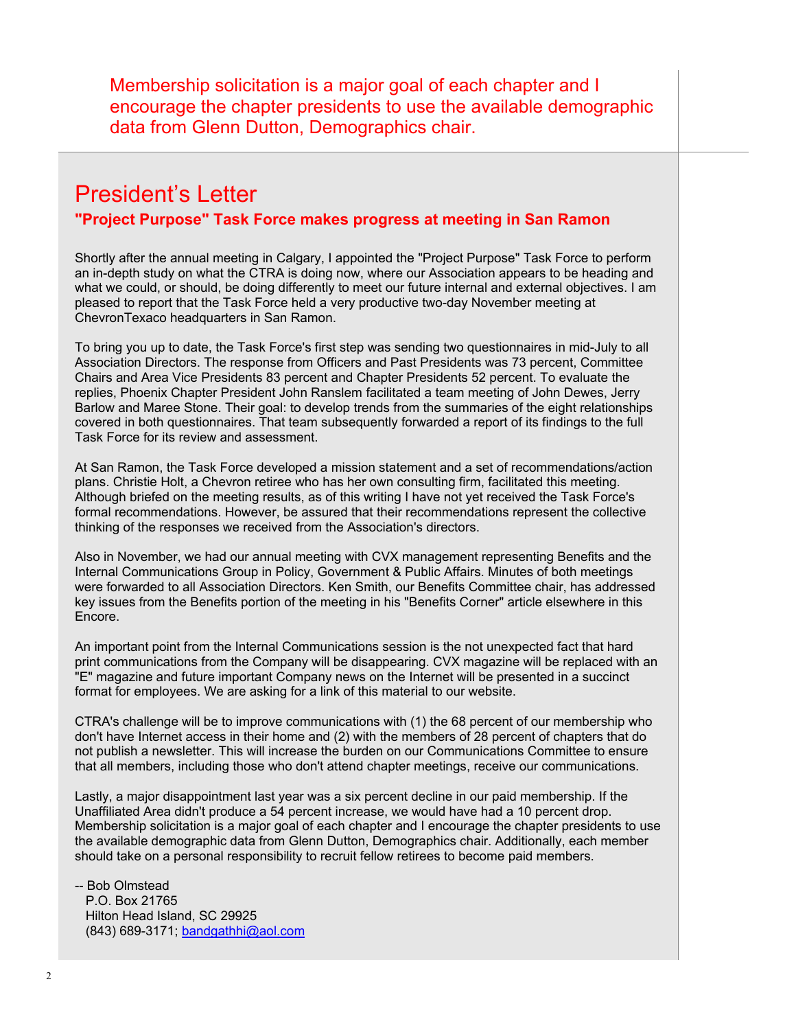Membership solicitation is a major goal of each chapter and I encourage the chapter presidents to use the available demographic data from Glenn Dutton, Demographics chair.

# President's Letter

### "Project Purpose" Task Force makes progress at meeting in San Ramon

Shortly after the annual meeting in Calgary, I appointed the "Project Purpose" Task Force to perform an in-depth study on what the CTRA is doing now, where our Association appears to be heading and what we could, or should, be doing differently to meet our future internal and external objectives. I am pleased to report that the Task Force held a very productive two-day November meeting at ChevronTexaco headquarters in San Ramon.

To bring you up to date, the Task Force's first step was sending two questionnaires in mid-July to all Association Directors. The response from Officers and Past Presidents was 73 percent, Committee Chairs and Area Vice Presidents 83 percent and Chapter Presidents 52 percent. To evaluate the replies, Phoenix Chapter President John Ranslem facilitated a team meeting of John Dewes, Jerry Barlow and Maree Stone. Their goal: to develop trends from the summaries of the eight relationships covered in both questionnaires. That team subsequently forwarded a report of its findings to the full Task Force for its review and assessment.

At San Ramon, the Task Force developed a mission statement and a set of recommendations/action plans. Christie Holt, a Chevron retiree who has her own consulting firm, facilitated this meeting. Although briefed on the meeting results, as of this writing I have not yet received the Task Force's formal recommendations. However, be assured that their recommendations represent the collective thinking of the responses we received from the Association's directors.

Also in November, we had our annual meeting with CVX management representing Benefits and the Internal Communications Group in Policy, Government & Public Affairs. Minutes of both meetings were forwarded to all Association Directors. Ken Smith, our Benefits Committee chair, has addressed key issues from the Benefits portion of the meeting in his "Benefits Corner" article elsewhere in this Encore.

An important point from the Internal Communications session is the not unexpected fact that hard print communications from the Company will be disappearing. CVX magazine will be replaced with an "E" magazine and future important Company news on the Internet will be presented in a succinct format for employees. We are asking for a link of this material to our website.

CTRA's challenge will be to improve communications with (1) the 68 percent of our membership who don't have Internet access in their home and (2) with the members of 28 percent of chapters that do not publish a newsletter. This will increase the burden on our Communications Committee to ensure that all members, including those who don't attend chapter meetings, receive our communications.

Lastly, a major disappointment last year was a six percent decline in our paid membership. If the Unaffiliated Area didn't produce a 54 percent increase, we would have had a 10 percent drop. Membership solicitation is a major goal of each chapter and I encourage the chapter presidents to use the available demographic data from Glenn Dutton, Demographics chair. Additionally, each member should take on a personal responsibility to recruit fellow retirees to become paid members.

-- Bob Olmstead  
P.O. Box 21765  
Hilton Head Island, SC 29925  
(843) 689-3171; bandgathhi@aol.com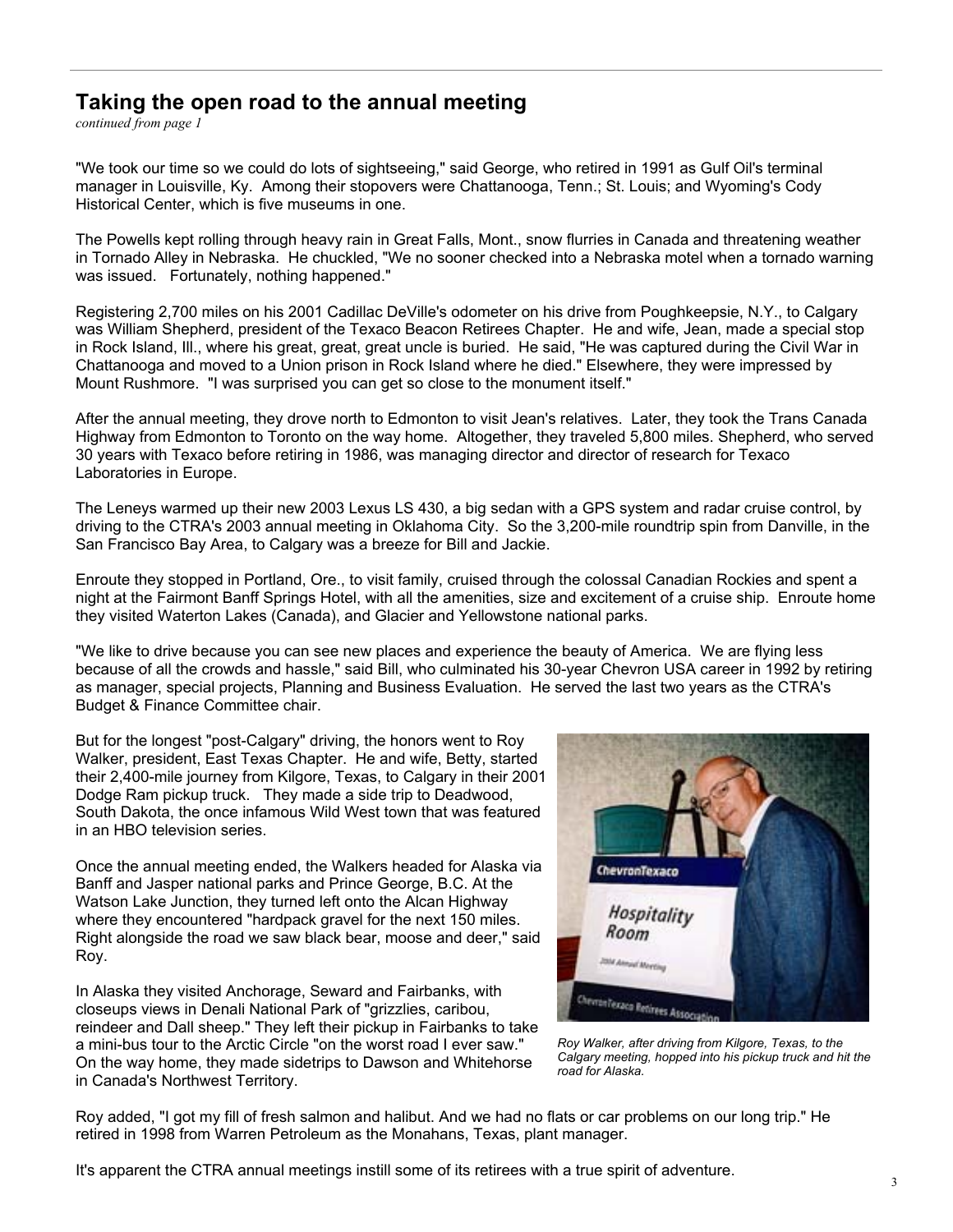## Taking the open road to the annual meeting

*continued from page 1*

"We took our time so we could do lots of sightseeing," said George, who retired in 1991 as Gulf Oil's terminal manager in Louisville, Ky. Among their stopovers were Chattanooga, Tenn.; St. Louis; and Wyoming's Cody Historical Center, which is five museums in one.

The Powells kept rolling through heavy rain in Great Falls, Mont., snow flurries in Canada and threatening weather in Tornado Alley in Nebraska. He chuckled, "We no sooner checked into a Nebraska motel when a tornado warning was issued. Fortunately, nothing happened."

Registering 2,700 miles on his 2001 Cadillac DeVille's odometer on his drive from Poughkeepsie, N.Y., to Calgary was William Shepherd, president of the Texaco Beacon Retirees Chapter. He and wife, Jean, made a special stop in Rock Island, Ill., where his great, great, great uncle is buried. He said, "He was captured during the Civil War in Chattanooga and moved to a Union prison in Rock Island where he died." Elsewhere, they were impressed by Mount Rushmore. "I was surprised you can get so close to the monument itself."

After the annual meeting, they drove north to Edmonton to visit Jean's relatives. Later, they took the Trans Canada Highway from Edmonton to Toronto on the way home. Altogether, they traveled 5,800 miles. Shepherd, who served 30 years with Texaco before retiring in 1986, was managing director and director of research for Texaco Laboratories in Europe.

The Leneys warmed up their new 2003 Lexus LS 430, a big sedan with a GPS system and radar cruise control, by driving to the CTRA's 2003 annual meeting in Oklahoma City. So the 3,200-mile roundtrip spin from Danville, in the San Francisco Bay Area, to Calgary was a breeze for Bill and Jackie.

Enroute they stopped in Portland, Ore., to visit family, cruised through the colossal Canadian Rockies and spent a night at the Fairmont Banff Springs Hotel, with all the amenities, size and excitement of a cruise ship. Enroute home they visited Waterton Lakes (Canada), and Glacier and Yellowstone national parks.

"We like to drive because you can see new places and experience the beauty of America. We are flying less because of all the crowds and hassle," said Bill, who culminated his 30-year Chevron USA career in 1992 by retiring as manager, special projects, Planning and Business Evaluation. He served the last two years as the CTRA's Budget & Finance Committee chair.

But for the longest "post-Calgary" driving, the honors went to Roy Walker, president, East Texas Chapter. He and wife, Betty, started their 2,400-mile journey from Kilgore, Texas, to Calgary in their 2001 Dodge Ram pickup truck. They made a side trip to Deadwood, South Dakota, the once infamous Wild West town that was featured in an HBO television series.

Once the annual meeting ended, the Walkers headed for Alaska via Banff and Jasper national parks and Prince George, B.C. At the Watson Lake Junction, they turned left onto the Alcan Highway where they encountered "hardpack gravel for the next 150 miles. Right alongside the road we saw black bear, moose and deer," said Roy.

In Alaska they visited Anchorage, Seward and Fairbanks, with closeups views in Denali National Park of "grizzlies, caribou, reindeer and Dall sheep." They left their pickup in Fairbanks to take a mini-bus tour to the Arctic Circle "on the worst road I ever saw." On the way home, they made sidetrips to Dawson and Whitehorse in Canada's Northwest Territory.

*Roy Walker, after driving from Kilgore, Texas, to the Calgary meeting, hopped into his pickup truck and hit the road for Alaska.*

Roy added, "I got my fill of fresh salmon and halibut. And we had no flats or car problems on our long trip." He retired in 1998 from Warren Petroleum as the Monahans, Texas, plant manager.

It's apparent the CTRA annual meetings instill some of its retirees with a true spirit of adventure.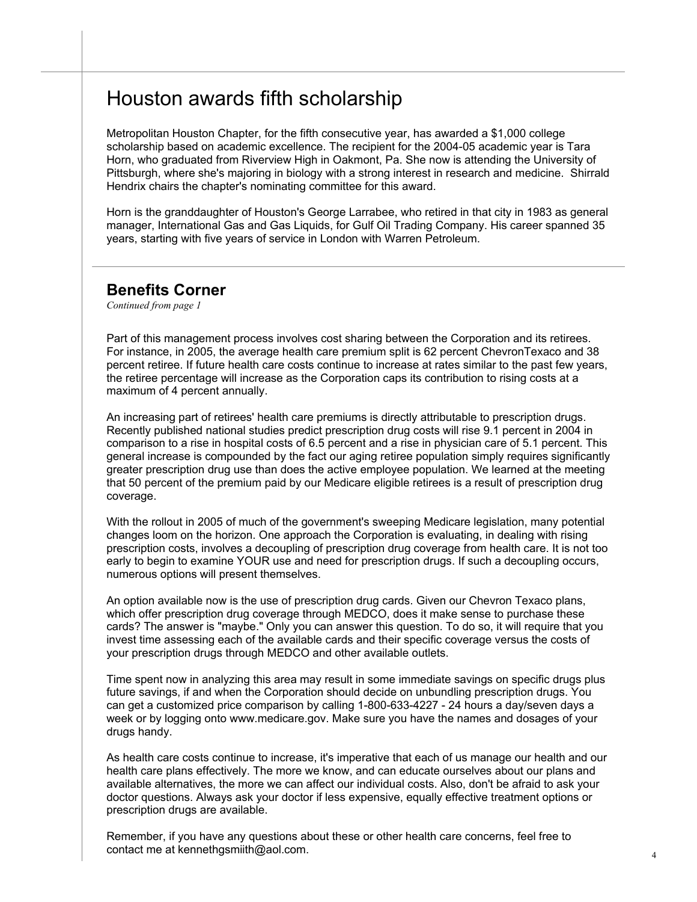# Houston awards fifth scholarship

Metropolitan Houston Chapter, for the fifth consecutive year, has awarded a $1,000 college scholarship based on academic excellence. The recipient for the 2004-05 academic year is Tara Horn, who graduated from Riverview High in Oakmont, Pa. She now is attending the University of Pittsburgh, where she's majoring in biology with a strong interest in research and medicine. Shirrald Hendrix chairs the chapter's nominating committee for this award.

Horn is the granddaughter of Houston's George Larrabee, who retired in that city in 1983 as general manager, International Gas and Gas Liquids, for Gulf Oil Trading Company. His career spanned 35 years, starting with five years of service in London with Warren Petroleum.

## Benefits Corner

*Continued from page 1*

Part of this management process involves cost sharing between the Corporation and its retirees. For instance, in 2005, the average health care premium split is 62 percent ChevronTexaco and 38 percent retiree. If future health care costs continue to increase at rates similar to the past few years, the retiree percentage will increase as the Corporation caps its contribution to rising costs at a maximum of 4 percent annually.

An increasing part of retirees' health care premiums is directly attributable to prescription drugs. Recently published national studies predict prescription drug costs will rise 9.1 percent in 2004 in comparison to a rise in hospital costs of 6.5 percent and a rise in physician care of 5.1 percent. This general increase is compounded by the fact our aging retiree population simply requires significantly greater prescription drug use than does the active employee population. We learned at the meeting that 50 percent of the premium paid by our Medicare eligible retirees is a result of prescription drug coverage.

With the rollout in 2005 of much of the government's sweeping Medicare legislation, many potential changes loom on the horizon. One approach the Corporation is evaluating, in dealing with rising prescription costs, involves a decoupling of prescription drug coverage from health care. It is not too early to begin to examine YOUR use and need for prescription drugs. If such a decoupling occurs, numerous options will present themselves.

An option available now is the use of prescription drug cards. Given our Chevron Texaco plans, which offer prescription drug coverage through MEDCO, does it make sense to purchase these cards? The answer is "maybe." Only you can answer this question. To do so, it will require that you invest time assessing each of the available cards and their specific coverage versus the costs of your prescription drugs through MEDCO and other available outlets.

Time spent now in analyzing this area may result in some immediate savings on specific drugs plus future savings, if and when the Corporation should decide on unbundling prescription drugs. You can get a customized price comparison by calling 1-800-633-4227 - 24 hours a day/seven days a week or by logging onto www.medicare.gov. Make sure you have the names and dosages of your drugs handy.

As health care costs continue to increase, it's imperative that each of us manage our health and our health care plans effectively. The more we know, and can educate ourselves about our plans and available alternatives, the more we can affect our individual costs. Also, don't be afraid to ask your doctor questions. Always ask your doctor if less expensive, equally effective treatment options or prescription drugs are available.

Remember, if you have any questions about these or other health care concerns, feel free to contact me at kennethgsmiith@aol.com.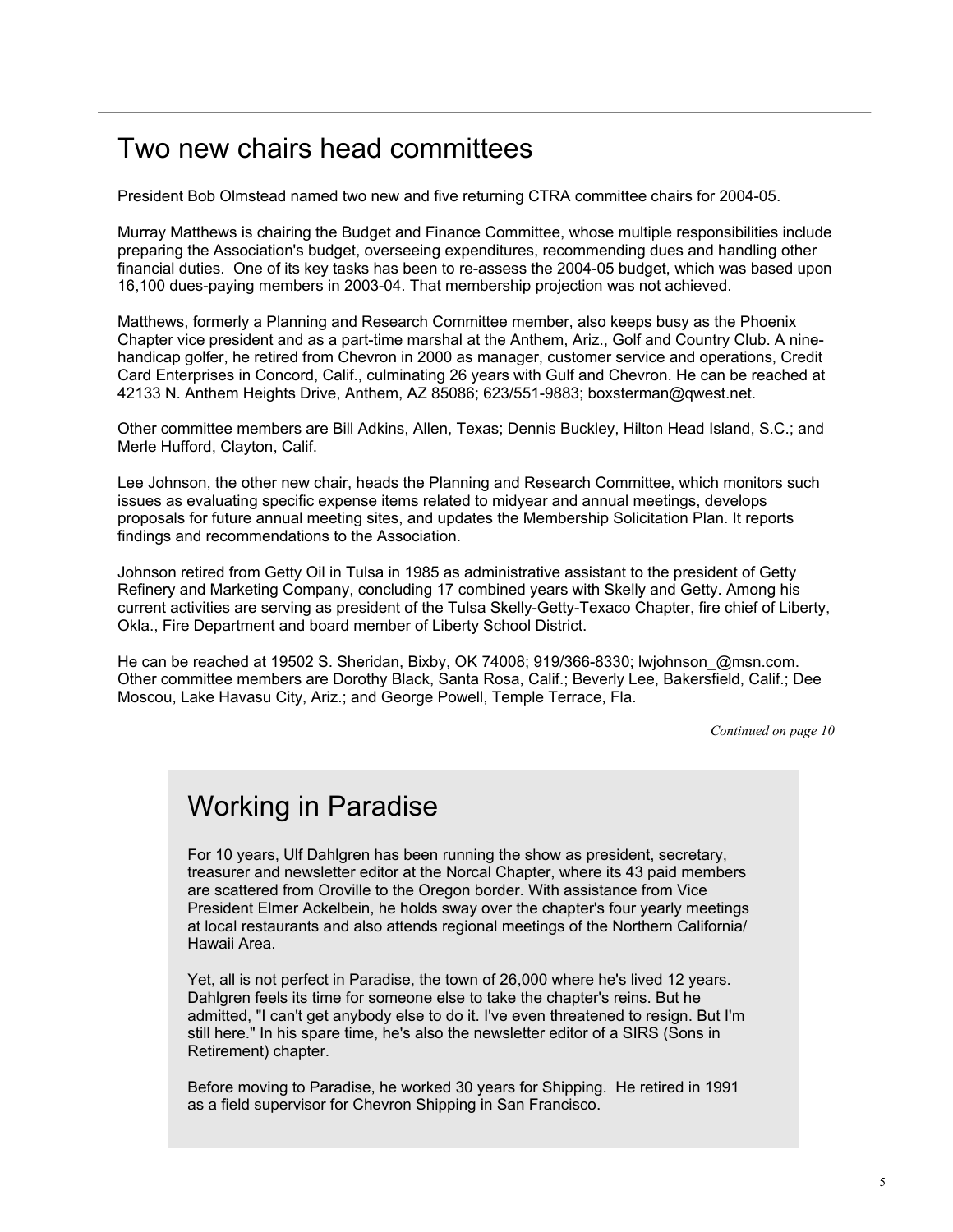## Two new chairs head committees

President Bob Olmstead named two new and five returning CTRA committee chairs for 2004-05.

Murray Matthews is chairing the Budget and Finance Committee, whose multiple responsibilities include preparing the Association's budget, overseeing expenditures, recommending dues and handling other financial duties. One of its key tasks has been to re-assess the 2004-05 budget, which was based upon 16,100 dues-paying members in 2003-04. That membership projection was not achieved.

Matthews, formerly a Planning and Research Committee member, also keeps busy as the Phoenix Chapter vice president and as a part-time marshal at the Anthem, Ariz., Golf and Country Club. A nine-handicap golfer, he retired from Chevron in 2000 as manager, customer service and operations, Credit Card Enterprises in Concord, Calif., culminating 26 years with Gulf and Chevron. He can be reached at 42133 N. Anthem Heights Drive, Anthem, AZ 85086; 623/551-9883; boxsterman@qwest.net.

Other committee members are Bill Adkins, Allen, Texas; Dennis Buckley, Hilton Head Island, S.C.; and Merle Hufford, Clayton, Calif.

Lee Johnson, the other new chair, heads the Planning and Research Committee, which monitors such issues as evaluating specific expense items related to midyear and annual meetings, develops proposals for future annual meeting sites, and updates the Membership Solicitation Plan. It reports findings and recommendations to the Association.

Johnson retired from Getty Oil in Tulsa in 1985 as administrative assistant to the president of Getty Refinery and Marketing Company, concluding 17 combined years with Skelly and Getty. Among his current activities are serving as president of the Tulsa Skelly-Getty-Texaco Chapter, fire chief of Liberty, Okla., Fire Department and board member of Liberty School District.

He can be reached at 19502 S. Sheridan, Bixby, OK 74008; 919/366-8330; lwjohnson_@msn.com. Other committee members are Dorothy Black, Santa Rosa, Calif.; Beverly Lee, Bakersfield, Calif.; Dee Moscou, Lake Havasu City, Ariz.; and George Powell, Temple Terrace, Fla.

*Continued on page 10*

## Working in Paradise

For 10 years, Ulf Dahlgren has been running the show as president, secretary, treasurer and newsletter editor at the Norcal Chapter, where its 43 paid members are scattered from Oroville to the Oregon border. With assistance from Vice President Elmer Ackelbein, he holds sway over the chapter's four yearly meetings at local restaurants and also attends regional meetings of the Northern California/ Hawaii Area.

Yet, all is not perfect in Paradise, the town of 26,000 where he's lived 12 years. Dahlgren feels its time for someone else to take the chapter's reins. But he admitted, "I can't get anybody else to do it. I've even threatened to resign. But I'm still here." In his spare time, he's also the newsletter editor of a SIRS (Sons in Retirement) chapter.

Before moving to Paradise, he worked 30 years for Shipping. He retired in 1991 as a field supervisor for Chevron Shipping in San Francisco.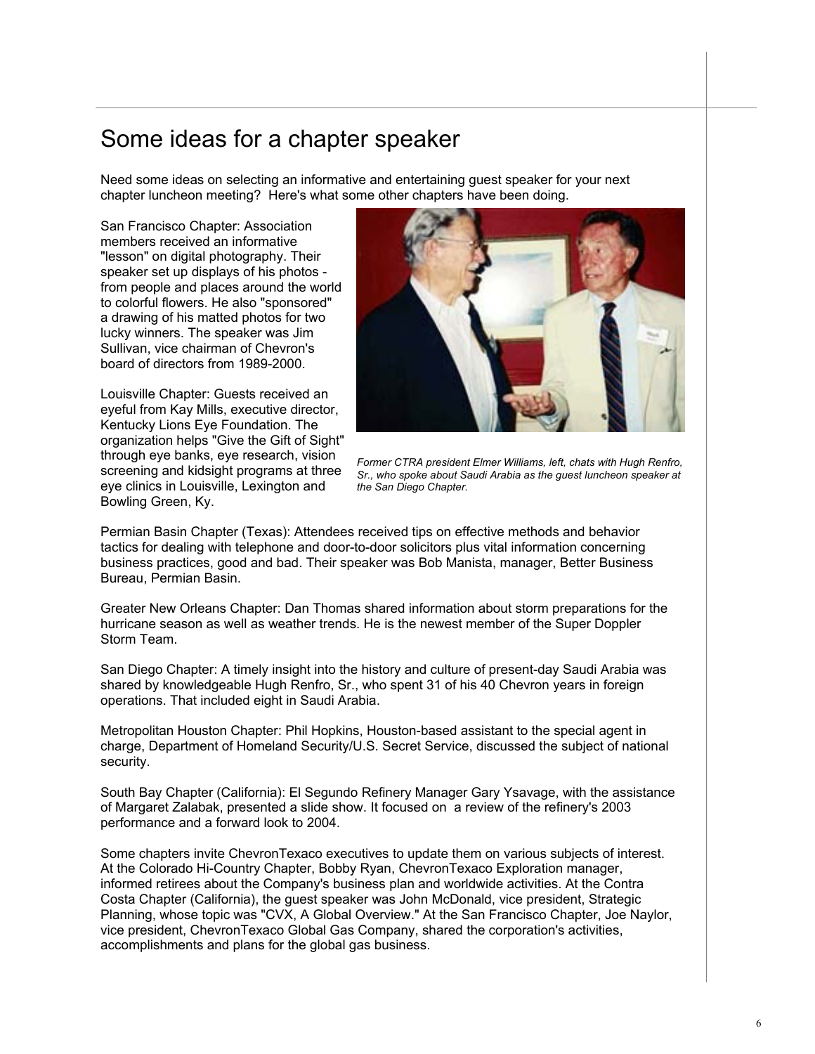# Some ideas for a chapter speaker

Need some ideas on selecting an informative and entertaining guest speaker for your next chapter luncheon meeting? Here's what some other chapters have been doing.

San Francisco Chapter: Association members received an informative "lesson" on digital photography. Their speaker set up displays of his photos - from people and places around the world to colorful flowers. He also "sponsored" a drawing of his matted photos for two lucky winners. The speaker was Jim Sullivan, vice chairman of Chevron's board of directors from 1989-2000.

Louisville Chapter: Guests received an eyeful from Kay Mills, executive director, Kentucky Lions Eye Foundation. The organization helps "Give the Gift of Sight" through eye banks, eye research, vision screening and kidsight programs at three eye clinics in Louisville, Lexington and Bowling Green, Ky.

*Former CTRA president Elmer Williams, left, chats with Hugh Renfro, Sr., who spoke about Saudi Arabia as the guest luncheon speaker at the San Diego Chapter.*

Permian Basin Chapter (Texas): Attendees received tips on effective methods and behavior tactics for dealing with telephone and door-to-door solicitors plus vital information concerning business practices, good and bad. Their speaker was Bob Manista, manager, Better Business Bureau, Permian Basin.

Greater New Orleans Chapter: Dan Thomas shared information about storm preparations for the hurricane season as well as weather trends. He is the newest member of the Super Doppler Storm Team.

San Diego Chapter: A timely insight into the history and culture of present-day Saudi Arabia was shared by knowledgeable Hugh Renfro, Sr., who spent 31 of his 40 Chevron years in foreign operations. That included eight in Saudi Arabia.

Metropolitan Houston Chapter: Phil Hopkins, Houston-based assistant to the special agent in charge, Department of Homeland Security/U.S. Secret Service, discussed the subject of national security.

South Bay Chapter (California): El Segundo Refinery Manager Gary Ysavage, with the assistance of Margaret Zalabak, presented a slide show. It focused on a review of the refinery's 2003 performance and a forward look to 2004.

Some chapters invite ChevronTexaco executives to update them on various subjects of interest. At the Colorado Hi-Country Chapter, Bobby Ryan, ChevronTexaco Exploration manager, informed retirees about the Company's business plan and worldwide activities. At the Contra Costa Chapter (California), the guest speaker was John McDonald, vice president, Strategic Planning, whose topic was "CVX, A Global Overview." At the San Francisco Chapter, Joe Naylor, vice president, ChevronTexaco Global Gas Company, shared the corporation's activities, accomplishments and plans for the global gas business.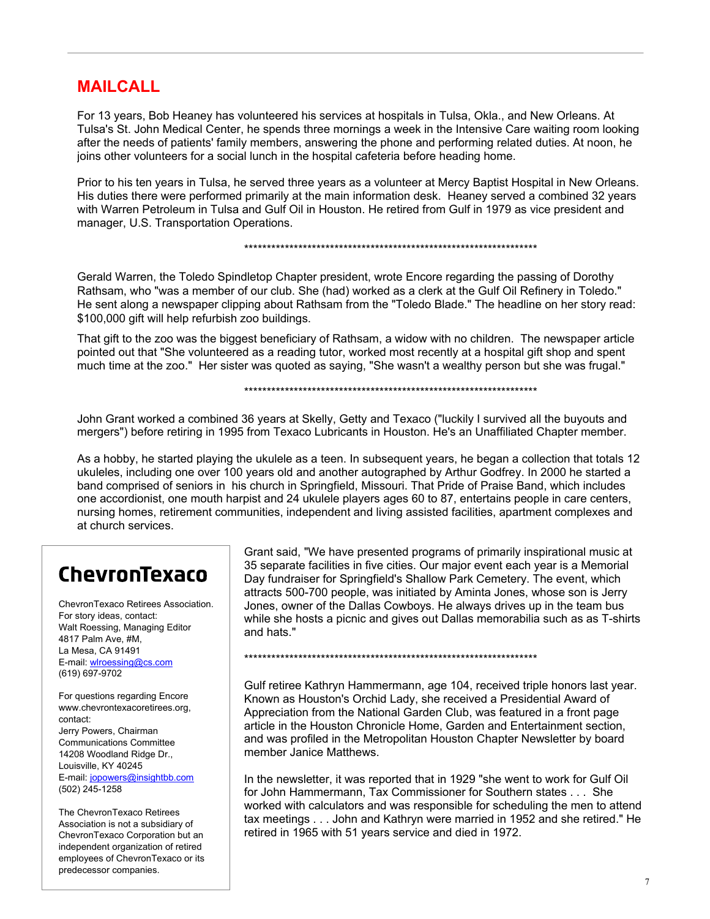## MAILCALL

For 13 years, Bob Heaney has volunteered his services at hospitals in Tulsa, Okla., and New Orleans. At Tulsa's St. John Medical Center, he spends three mornings a week in the Intensive Care waiting room looking after the needs of patients' family members, answering the phone and performing related duties. At noon, he joins other volunteers for a social lunch in the hospital cafeteria before heading home.

Prior to his ten years in Tulsa, he served three years as a volunteer at Mercy Baptist Hospital in New Orleans. His duties there were performed primarily at the main information desk. Heaney served a combined 32 years with Warren Petroleum in Tulsa and Gulf Oil in Houston. He retired from Gulf in 1979 as vice president and manager, U.S. Transportation Operations.

*******************************************************************

Gerald Warren, the Toledo Spindletop Chapter president, wrote Encore regarding the passing of Dorothy Rathsam, who "was a member of our club. She (had) worked as a clerk at the Gulf Oil Refinery in Toledo." He sent along a newspaper clipping about Rathsam from the "Toledo Blade." The headline on her story read: $100,000 gift will help refurbish zoo buildings.

That gift to the zoo was the biggest beneficiary of Rathsam, a widow with no children. The newspaper article pointed out that "She volunteered as a reading tutor, worked most recently at a hospital gift shop and spent much time at the zoo." Her sister was quoted as saying, "She wasn't a wealthy person but she was frugal."

*******************************************************************

John Grant worked a combined 36 years at Skelly, Getty and Texaco ("luckily I survived all the buyouts and mergers") before retiring in 1995 from Texaco Lubricants in Houston. He's an Unaffiliated Chapter member.

As a hobby, he started playing the ukulele as a teen. In subsequent years, he began a collection that totals 12 ukuleles, including one over 100 years old and another autographed by Arthur Godfrey. In 2000 he started a band comprised of seniors in his church in Springfield, Missouri. That Pride of Praise Band, which includes one accordionist, one mouth harpist and 24 ukulele players ages 60 to 87, entertains people in care centers, nursing homes, retirement communities, independent and living assisted facilities, apartment complexes and at church services.

Grant said, "We have presented programs of primarily inspirational music at 35 separate facilities in five cities. Our major event each year is a Memorial Day fundraiser for Springfield's Shallow Park Cemetery. The event, which attracts 500-700 people, was initiated by Aminta Jones, whose son is Jerry Jones, owner of the Dallas Cowboys. He always drives up in the team bus while she hosts a picnic and gives out Dallas memorabilia such as as T-shirts and hats."

*******************************************************************

Gulf retiree Kathryn Hammermann, age 104, received triple honors last year. Known as Houston's Orchid Lady, she received a Presidential Award of Appreciation from the National Garden Club, was featured in a front page article in the Houston Chronicle Home, Garden and Entertainment section, and was profiled in the Metropolitan Houston Chapter Newsletter by board member Janice Matthews.

In the newsletter, it was reported that in 1929 "she went to work for Gulf Oil for John Hammermann, Tax Commissioner for Southern states . . . She worked with calculators and was responsible for scheduling the men to attend tax meetings . . . John and Kathryn were married in 1952 and she retired." He retired in 1965 with 51 years service and died in 1972.

---

**ChevronTexaco**

ChevronTexaco Retirees Association.
For story ideas, contact:
Walt Roessing, Managing Editor
4817 Palm Ave, #M,
La Mesa, CA 91491
E-mail: wlroessing@cs.com
(619) 697-9702

For questions regarding Encore
www.chevrontexacoretirees.org,
contact:
Jerry Powers, Chairman
Communications Committee
14208 Woodland Ridge Dr.,
Louisville, KY 40245
E-mail: jopowers@insightbb.com
(502) 245-1258

The ChevronTexaco Retirees Association is not a subsidiary of ChevronTexaco Corporation but an independent organization of retired employees of ChevronTexaco or its predecessor companies.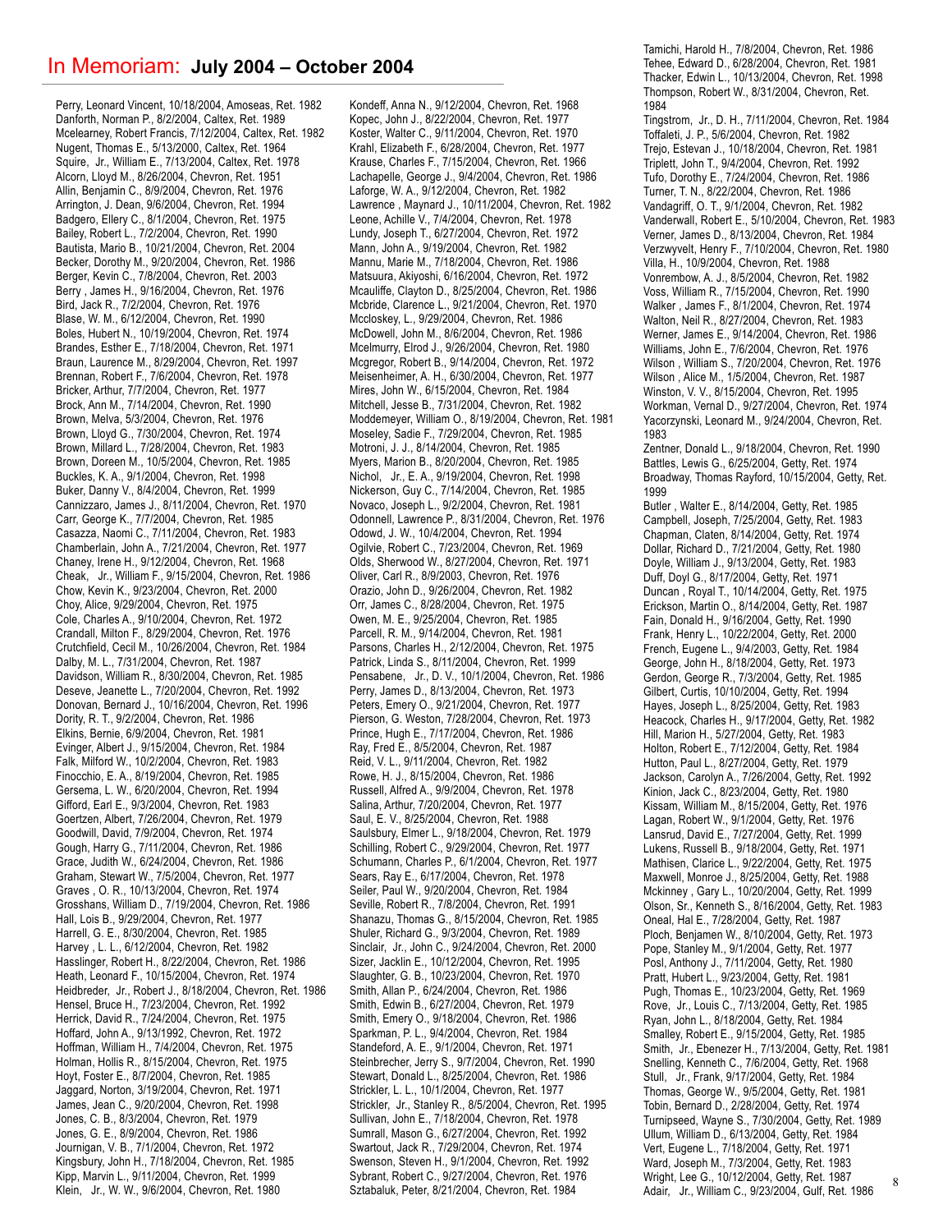# In Memoriam: **July 2004 – October 2004**

Perry, Leonard Vincent, 10/18/2004, Amoseas, Ret. 1982
Danforth, Norman P., 8/2/2004, Caltex, Ret. 1989
Mcelearney, Robert Francis, 7/12/2004, Caltex, Ret. 1982
Nugent, Thomas E., 5/13/2000, Caltex, Ret. 1964
Squire, Jr., William E., 7/13/2004, Caltex, Ret. 1978
Alcorn, Lloyd M., 8/26/2004, Chevron, Ret. 1951
Allin, Benjamin C., 8/9/2004, Chevron, Ret. 1976
Arrington, J. Dean, 9/6/2004, Chevron, Ret. 1994
Badgero, Ellery C., 8/1/2004, Chevron, Ret. 1975
Bailey, Robert L., 7/2/2004, Chevron, Ret. 1990
Bautista, Mario B., 10/21/2004, Chevron, Ret. 2004
Becker, Dorothy M., 9/20/2004, Chevron, Ret. 1986
Berger, Kevin C., 7/8/2004, Chevron, Ret. 2003
Berry , James H., 9/16/2004, Chevron, Ret. 1976
Bird, Jack R., 7/2/2004, Chevron, Ret. 1976
Blase, W. M., 6/12/2004, Chevron, Ret. 1990
Boles, Hubert N., 10/19/2004, Chevron, Ret. 1974
Brandes, Esther E., 7/18/2004, Chevron, Ret. 1971
Braun, Laurence M., 8/29/2004, Chevron, Ret. 1997
Brennan, Robert F., 7/6/2004, Chevron, Ret. 1978
Bricker, Arthur, 7/7/2004, Chevron, Ret. 1977
Brock, Ann M., 7/14/2004, Chevron, Ret. 1990
Brown, Melva, 5/3/2004, Chevron, Ret. 1976
Brown, Lloyd G., 7/30/2004, Chevron, Ret. 1974
Brown, Millard L., 7/28/2004, Chevron, Ret. 1983
Brown, Doreen M., 10/5/2004, Chevron, Ret. 1985
Buckles, K. A., 9/1/2004, Chevron, Ret. 1998
Buker, Danny V., 8/4/2004, Chevron, Ret. 1999
Cannizzaro, James J., 8/11/2004, Chevron, Ret. 1970
Carr, George K., 7/7/2004, Chevron, Ret. 1985
Casazza, Naomi C., 7/11/2004, Chevron, Ret. 1983
Chamberlain, John A., 7/21/2004, Chevron, Ret. 1977
Chaney, Irene H., 9/12/2004, Chevron, Ret. 1968
Cheak, Jr., William F., 9/15/2004, Chevron, Ret. 1986
Chow, Kevin K., 9/23/2004, Chevron, Ret. 2000
Choy, Alice, 9/29/2004, Chevron, Ret. 1975
Cole, Charles A., 9/10/2004, Chevron, Ret. 1972
Crandall, Milton F., 8/29/2004, Chevron, Ret. 1976
Crutchfield, Cecil M., 10/26/2004, Chevron, Ret. 1984
Dalby, M. L., 7/31/2004, Chevron, Ret. 1987
Davidson, William R., 8/30/2004, Chevron, Ret. 1985
Deseve, Jeanette L., 7/20/2004, Chevron, Ret. 1992
Donovan, Bernard J., 10/16/2004, Chevron, Ret. 1996
Dority, R. T., 9/2/2004, Chevron, Ret. 1986
Elkins, Bernie, 6/9/2004, Chevron, Ret. 1981
Evinger, Albert J., 9/15/2004, Chevron, Ret. 1984
Falk, Milford W., 10/2/2004, Chevron, Ret. 1983
Finocchio, E. A., 8/19/2004, Chevron, Ret. 1985
Gersema, L. W., 6/20/2004, Chevron, Ret. 1994
Gifford, Earl E., 9/3/2004, Chevron, Ret. 1983
Goertzen, Albert, 7/26/2004, Chevron, Ret. 1979
Goodwill, David, 7/9/2004, Chevron, Ret. 1974
Gough, Harry G., 7/11/2004, Chevron, Ret. 1986
Grace, Judith W., 6/24/2004, Chevron, Ret. 1986
Graham, Stewart W., 7/5/2004, Chevron, Ret. 1977
Graves , O. R., 10/13/2004, Chevron, Ret. 1974
Grosshans, William D., 7/19/2004, Chevron, Ret. 1986
Hall, Lois B., 9/29/2004, Chevron, Ret. 1977
Harrell, G. E., 8/30/2004, Chevron, Ret. 1985
Harvey , L. L., 6/12/2004, Chevron, Ret. 1982
Hasslinger, Robert H., 8/22/2004, Chevron, Ret. 1986
Heath, Leonard F., 10/15/2004, Chevron, Ret. 1974
Heidbreder, Jr., Robert J., 8/18/2004, Chevron, Ret. 1986
Hensel, Bruce H., 7/23/2004, Chevron, Ret. 1992
Herrick, David R., 7/24/2004, Chevron, Ret. 1975
Hoffard, John A., 9/13/1992, Chevron, Ret. 1972
Hoffman, William H., 7/4/2004, Chevron, Ret. 1975
Holman, Hollis R., 8/15/2004, Chevron, Ret. 1975
Hoyt, Foster E., 8/7/2004, Chevron, Ret. 1985
Jaggard, Norton, 3/19/2004, Chevron, Ret. 1971
James, Jean C., 9/20/2004, Chevron, Ret. 1998
Jones, C. B., 8/3/2004, Chevron, Ret. 1979
Jones, G. E., 8/9/2004, Chevron, Ret. 1986
Journigan, V. B., 7/1/2004, Chevron, Ret. 1972
Kingsbury, John H., 7/18/2004, Chevron, Ret. 1985
Kipp, Marvin L., 9/11/2004, Chevron, Ret. 1999
Klein, Jr., W. W., 9/6/2004, Chevron, Ret. 1980
Kondeff, Anna N., 9/12/2004, Chevron, Ret. 1968
Kopec, John J., 8/22/2004, Chevron, Ret. 1977
Koster, Walter C., 9/11/2004, Chevron, Ret. 1970
Krahl, Elizabeth F., 6/28/2004, Chevron, Ret. 1977
Krause, Charles F., 7/15/2004, Chevron, Ret. 1966
Lachapelle, George J., 9/4/2004, Chevron, Ret. 1986
Laforge, W. A., 9/12/2004, Chevron, Ret. 1982
Lawrence , Maynard J., 10/11/2004, Chevron, Ret. 1982
Leone, Achille V., 7/4/2004, Chevron, Ret. 1978
Lundy, Joseph T., 6/27/2004, Chevron, Ret. 1972
Mann, John A., 9/19/2004, Chevron, Ret. 1982
Mannu, Marie M., 7/18/2004, Chevron, Ret. 1986
Matsuura, Akiyoshi, 6/16/2004, Chevron, Ret. 1972
Mcauliffe, Clayton D., 8/25/2004, Chevron, Ret. 1986
Mcbride, Clarence L., 9/21/2004, Chevron, Ret. 1970
Mccloskey, L., 9/29/2004, Chevron, Ret. 1986
McDowell, John M., 8/6/2004, Chevron, Ret. 1986
Mcelmurry, Elrod J., 9/26/2004, Chevron, Ret. 1980
Mcgregor, Robert B., 9/14/2004, Chevron, Ret. 1972
Meisenheimer, A. H., 6/30/2004, Chevron, Ret. 1977
Mires, John W., 6/15/2004, Chevron, Ret. 1984
Mitchell, Jesse B., 7/31/2004, Chevron, Ret. 1982
Moddemeyer, William O., 8/19/2004, Chevron, Ret. 1981
Moseley, Sadie F., 7/29/2004, Chevron, Ret. 1985
Motroni, J. J., 8/14/2004, Chevron, Ret. 1985
Myers, Marion B., 8/20/2004, Chevron, Ret. 1985
Nichol, Jr., E. A., 9/19/2004, Chevron, Ret. 1998
Nickerson, Guy C., 7/14/2004, Chevron, Ret. 1985
Novaco, Joseph L., 9/2/2004, Chevron, Ret. 1981
Odonnell, Lawrence P., 8/31/2004, Chevron, Ret. 1976
Odowd, J. W., 10/4/2004, Chevron, Ret. 1994
Ogilvie, Robert C., 7/23/2004, Chevron, Ret. 1969
Olds, Sherwood W., 8/27/2004, Chevron, Ret. 1971
Oliver, Carl R., 8/9/2003, Chevron, Ret. 1976
Orazio, John D., 9/26/2004, Chevron, Ret. 1982
Orr, James C., 8/28/2004, Chevron, Ret. 1975
Owen, M. E., 9/25/2004, Chevron, Ret. 1985
Parcell, R. M., 9/14/2004, Chevron, Ret. 1981
Parsons, Charles H., 2/12/2004, Chevron, Ret. 1975
Patrick, Linda S., 8/11/2004, Chevron, Ret. 1999
Pensabene, Jr., D. V., 10/1/2004, Chevron, Ret. 1986
Perry, James D., 8/13/2004, Chevron, Ret. 1973
Peters, Emery O., 9/21/2004, Chevron, Ret. 1977
Pierson, G. Weston, 7/28/2004, Chevron, Ret. 1973
Prince, Hugh E., 7/17/2004, Chevron, Ret. 1986
Ray, Fred E., 8/5/2004, Chevron, Ret. 1987
Reid, V. L., 9/11/2004, Chevron, Ret. 1982
Rowe, H. J., 8/15/2004, Chevron, Ret. 1986
Russell, Alfred A., 9/9/2004, Chevron, Ret. 1978
Salina, Arthur, 7/20/2004, Chevron, Ret. 1977
Saul, E. V., 8/25/2004, Chevron, Ret. 1988
Saulsbury, Elmer L., 9/18/2004, Chevron, Ret. 1979
Schilling, Robert C., 9/29/2004, Chevron, Ret. 1977
Schumann, Charles P., 6/1/2004, Chevron, Ret. 1977
Sears, Ray E., 6/17/2004, Chevron, Ret. 1978
Seiler, Paul W., 9/20/2004, Chevron, Ret. 1984
Seville, Robert R., 7/8/2004, Chevron, Ret. 1991
Shanazu, Thomas G., 8/15/2004, Chevron, Ret. 1985
Shuler, Richard G., 9/3/2004, Chevron, Ret. 1989
Sinclair, Jr., John C., 9/24/2004, Chevron, Ret. 2000
Sizer, Jacklin E., 10/12/2004, Chevron, Ret. 1995
Slaughter, G. B., 10/23/2004, Chevron, Ret. 1970
Smith, Allan P., 6/24/2004, Chevron, Ret. 1986
Smith, Edwin B., 6/27/2004, Chevron, Ret. 1979
Smith, Emery O., 9/18/2004, Chevron, Ret. 1986
Sparkman, P. L., 9/4/2004, Chevron, Ret. 1984
Standeford, A. E., 9/1/2004, Chevron, Ret. 1971
Stinebrecher, Jerry S., 9/7/2004, Chevron, Ret. 1990
Stewart, Donald L., 8/25/2004, Chevron, Ret. 1986
Strickler, L. L., 10/1/2004, Chevron, Ret. 1977
Strickler, Jr., Stanley R., 8/5/2004, Chevron, Ret. 1995
Sullivan, John E., 7/18/2004, Chevron, Ret. 1978
Sumrall, Mason G., 6/27/2004, Chevron, Ret. 1992
Swartout, Jack R., 7/29/2004, Chevron, Ret. 1974
Swenson, Steven H., 9/1/2004, Chevron, Ret. 1992
Sybrant, Robert C., 9/27/2004, Chevron, Ret. 1976
Sztabaluk, Peter, 8/21/2004, Chevron, Ret. 1984
Tamichi, Harold H., 7/8/2004, Chevron, Ret. 1986
Tehee, Edward D., 6/28/2004, Chevron, Ret. 1981
Thacker, Edwin L., 10/13/2004, Chevron, Ret. 1998
Thompson, Robert W., 8/31/2004, Chevron, Ret. 1984
Tingstrom, Jr., D. H., 7/11/2004, Chevron, Ret. 1984
Toffaleti, J. P., 5/6/2004, Chevron, Ret. 1982
Trejo, Estevan J., 10/18/2004, Chevron, Ret. 1981
Triplett, John T., 9/4/2004, Chevron, Ret. 1992
Tufo, Dorothy E., 7/24/2004, Chevron, Ret. 1986
Turner, T. N., 8/22/2004, Chevron, Ret. 1986
Vandagriff, O. T., 9/1/2004, Chevron, Ret. 1982
Vanderwall, Robert E., 5/10/2004, Chevron, Ret. 1983
Verner, James D., 8/13/2004, Chevron, Ret. 1984
Verzwyvelt, Henry F., 7/10/2004, Chevron, Ret. 1980
Villa, H., 10/9/2004, Chevron, Ret. 1988
Vonrembow, A. J., 8/5/2004, Chevron, Ret. 1982
Voss, William R., 7/15/2004, Chevron, Ret. 1990
Walker , James F., 8/1/2004, Chevron, Ret. 1974
Walton, Neil R., 8/27/2004, Chevron, Ret. 1983
Werner, James E., 9/14/2004, Chevron, Ret. 1986
Williams, John E., 7/6/2004, Chevron, Ret. 1976
Wilson , William S., 7/20/2004, Chevron, Ret. 1976
Wilson , Alice M., 1/5/2004, Chevron, Ret. 1987
Winston, V. V., 8/15/2004, Chevron, Ret. 1995
Workman, Vernal D., 9/27/2004, Chevron, Ret. 1974
Yacorzynski, Leonard M., 9/24/2004, Chevron, Ret. 1983
Zentner, Donald L., 9/18/2004, Chevron, Ret. 1990
Battles, Lewis G., 6/25/2004, Getty, Ret. 1974
Broadway, Thomas Rayford, 10/15/2004, Getty, Ret. 1999
Butler , Walter E., 8/14/2004, Getty, Ret. 1985
Campbell, Joseph, 7/25/2004, Getty, Ret. 1983
Chapman, Claten, 8/14/2004, Getty, Ret. 1974
Dollar, Richard D., 7/21/2004, Getty, Ret. 1980
Doyle, William J., 9/13/2004, Getty, Ret. 1983
Duff, Doyl G., 8/17/2004, Getty, Ret. 1971
Duncan , Royal T., 10/14/2004, Getty, Ret. 1975
Erickson, Martin O., 8/14/2004, Getty, Ret. 1987
Fain, Donald H., 9/16/2004, Getty, Ret. 1990
Frank, Henry L., 10/22/2004, Getty, Ret. 2000
French, Eugene L., 9/4/2003, Getty, Ret. 1984
George, John H., 8/18/2004, Getty, Ret. 1973
Gerdon, George R., 7/3/2004, Getty, Ret. 1985
Gilbert, Curtis, 10/10/2004, Getty, Ret. 1994
Hayes, Joseph L., 8/25/2004, Getty, Ret. 1983
Heacock, Charles H., 9/17/2004, Getty, Ret. 1982
Hill, Marion H., 5/27/2004, Getty, Ret. 1983
Holton, Robert E., 7/12/2004, Getty, Ret. 1984
Hutton, Paul L., 8/27/2004, Getty, Ret. 1979
Jackson, Carolyn A., 7/26/2004, Getty, Ret. 1992
Kinion, Jack C., 8/23/2004, Getty, Ret. 1980
Kissam, William M., 8/15/2004, Getty, Ret. 1976
Lagan, Robert W., 9/1/2004, Getty, Ret. 1976
Lansrud, David E., 7/27/2004, Getty, Ret. 1999
Lukens, Russell B., 9/18/2004, Getty, Ret. 1971
Mathisen, Clarice L., 9/22/2004, Getty, Ret. 1975
Maxwell, Monroe J., 8/25/2004, Getty, Ret. 1988
Mckinney , Gary L., 10/20/2004, Getty, Ret. 1999
Olson, Sr., Kenneth S., 8/16/2004, Getty, Ret. 1983
Oneal, Hal E., 7/28/2004, Getty, Ret. 1987
Ploch, Benjamen W., 8/10/2004, Getty, Ret. 1973
Pope, Stanley M., 9/1/2004, Getty, Ret. 1977
Posl, Anthony J., 7/11/2004, Getty, Ret. 1980
Pratt, Hubert L., 9/23/2004, Getty, Ret. 1981
Pugh, Thomas E., 10/23/2004, Getty, Ret. 1969
Rove, Jr., Louis C., 7/13/2004, Getty, Ret. 1985
Ryan, John L., 8/18/2004, Getty, Ret. 1984
Smalley, Robert E., 9/15/2004, Getty, Ret. 1985
Smith, Jr., Ebenezer H., 7/13/2004, Getty, Ret. 1981
Snelling, Kenneth C., 7/6/2004, Getty, Ret. 1968
Stull, Jr., Frank, 9/17/2004, Getty, Ret. 1984
Thomas, George W., 9/5/2004, Getty, Ret. 1981
Tobin, Bernard D., 2/28/2004, Getty, Ret. 1974
Turnipseed, Wayne S., 7/30/2004, Getty, Ret. 1989
Ullum, William D., 6/13/2004, Getty, Ret. 1984
Vert, Eugene L., 7/18/2004, Getty, Ret. 1971
Ward, Joseph M., 7/3/2004, Getty, Ret. 1983
Wright, Lee G., 10/12/2004, Getty, Ret. 1987
Adair, Jr., William C., 9/23/2004, Gulf, Ret. 1986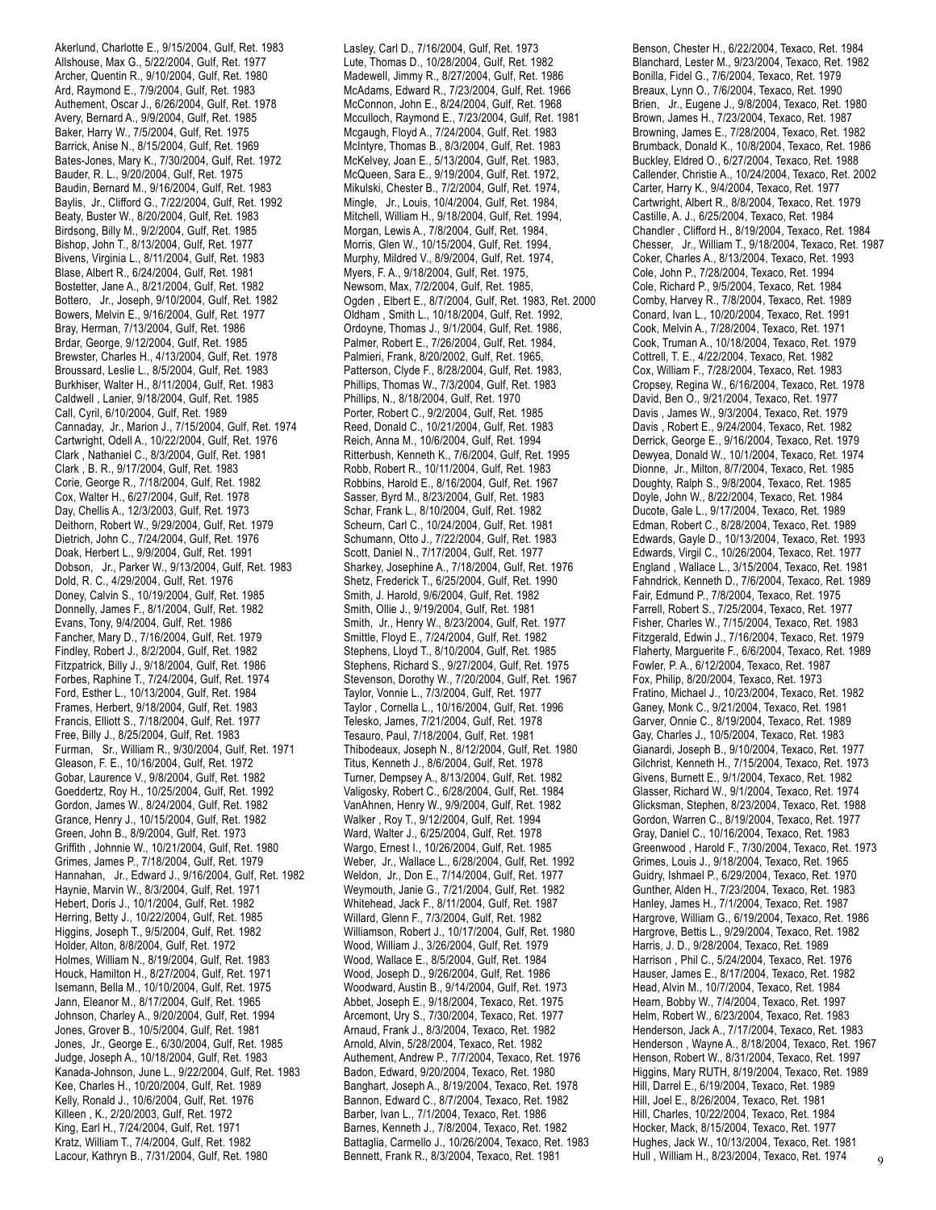Akerlund, Charlotte E., 9/15/2004, Gulf, Ret. 1983
Allshouse, Max G., 5/22/2004, Gulf, Ret. 1977
Archer, Quentin R., 9/10/2004, Gulf, Ret. 1980
Ard, Raymond E., 7/9/2004, Gulf, Ret. 1983
Authement, Oscar J., 6/26/2004, Gulf, Ret. 1978
Avery, Bernard A., 9/9/2004, Gulf, Ret. 1985
Baker, Harry W., 7/5/2004, Gulf, Ret. 1975
Barrick, Anise N., 8/15/2004, Gulf, Ret. 1969
Bates-Jones, Mary K., 7/30/2004, Gulf, Ret. 1972
Bauder, R. L., 9/20/2004, Gulf, Ret. 1975
Baudin, Bernard M., 9/16/2004, Gulf, Ret. 1983
Baylis, Jr., Clifford G., 7/22/2004, Gulf, Ret. 1992
Beaty, Buster W., 8/20/2004, Gulf, Ret. 1983
Birdsong, Billy M., 9/2/2004, Gulf, Ret. 1985
Bishop, John T., 8/13/2004, Gulf, Ret. 1977
Bivens, Virginia L., 8/11/2004, Gulf, Ret. 1983
Blase, Albert R., 6/24/2004, Gulf, Ret. 1981
Bostetter, Jane A., 8/21/2004, Gulf, Ret. 1982
Bottero, Jr., Joseph, 9/10/2004, Gulf, Ret. 1982
Bowers, Melvin E., 9/16/2004, Gulf, Ret. 1977
Bray, Herman, 7/13/2004, Gulf, Ret. 1986
Brdar, George, 9/12/2004, Gulf, Ret. 1985
Brewster, Charles H., 4/13/2004, Gulf, Ret. 1978
Broussard, Leslie L., 8/5/2004, Gulf, Ret. 1983
Burkhiser, Walter H., 8/11/2004, Gulf, Ret. 1983
Caldwell , Lanier, 9/18/2004, Gulf, Ret. 1985
Call, Cyril, 6/10/2004, Gulf, Ret. 1989
Cannaday, Jr., Marion J., 7/15/2004, Gulf, Ret. 1974
Cartwright, Odell A., 10/22/2004, Gulf, Ret. 1976
Clark , Nathaniel C., 8/3/2004, Gulf, Ret. 1981
Clark , B. R., 9/17/2004, Gulf, Ret. 1983
Corie, George R., 7/18/2004, Gulf, Ret. 1982
Cox, Walter H., 6/27/2004, Gulf, Ret. 1978
Day, Chellis A., 12/3/2003, Gulf, Ret. 1973
Deithorn, Robert W., 9/29/2004, Gulf, Ret. 1979
Dietrich, John C., 7/24/2004, Gulf, Ret. 1976
Doak, Herbert L., 9/9/2004, Gulf, Ret. 1991
Dobson, Jr., Parker W., 9/13/2004, Gulf, Ret. 1983
Dold, R. C., 4/29/2004, Gulf, Ret. 1976
Doney, Calvin S., 10/19/2004, Gulf, Ret. 1985
Donnelly, James F., 8/1/2004, Gulf, Ret. 1982
Evans, Tony, 9/4/2004, Gulf, Ret. 1986
Fancher, Mary D., 7/16/2004, Gulf, Ret. 1979
Findley, Robert J., 8/2/2004, Gulf, Ret. 1982
Fitzpatrick, Billy J., 9/18/2004, Gulf, Ret. 1986
Forbes, Raphine T., 7/24/2004, Gulf, Ret. 1974
Ford, Esther L., 10/13/2004, Gulf, Ret. 1984
Frames, Herbert, 9/18/2004, Gulf, Ret. 1983
Francis, Elliott S., 7/18/2004, Gulf, Ret. 1977
Free, Billy J., 8/25/2004, Gulf, Ret. 1983
Furman, Sr., William R., 9/30/2004, Gulf, Ret. 1971
Gleason, F. E., 10/16/2004, Gulf, Ret. 1972
Gobar, Laurence V., 9/8/2004, Gulf, Ret. 1982
Goeddertz, Roy H., 10/25/2004, Gulf, Ret. 1992
Gordon, James W., 8/24/2004, Gulf, Ret. 1982
Grance, Henry J., 10/15/2004, Gulf, Ret. 1982
Green, John B., 8/9/2004, Gulf, Ret. 1973
Griffith , Johnnie W., 10/21/2004, Gulf, Ret. 1980
Grimes, James P., 7/18/2004, Gulf, Ret. 1979
Hannahan, Jr., Edward J., 9/16/2004, Gulf, Ret. 1982
Haynie, Marvin W., 8/3/2004, Gulf, Ret. 1971
Hebert, Doris J., 10/1/2004, Gulf, Ret. 1982
Herring, Betty J., 10/22/2004, Gulf, Ret. 1985
Higgins, Joseph T., 9/5/2004, Gulf, Ret. 1982
Holder, Alton, 8/8/2004, Gulf, Ret. 1972
Holmes, William N., 8/19/2004, Gulf, Ret. 1983
Houck, Hamilton H., 8/27/2004, Gulf, Ret. 1971
Isemann, Bella M., 10/10/2004, Gulf, Ret. 1975
Jann, Eleanor M., 8/17/2004, Gulf, Ret. 1965
Johnson, Charley A., 9/20/2004, Gulf, Ret. 1994
Jones, Grover B., 10/5/2004, Gulf, Ret. 1981
Jones, Jr., George E., 6/30/2004, Gulf, Ret. 1985
Judge, Joseph A., 10/18/2004, Gulf, Ret. 1983
Kanada-Johnson, June L., 9/22/2004, Gulf, Ret. 1983
Kee, Charles H., 10/20/2004, Gulf, Ret. 1989
Kelly, Ronald J., 10/6/2004, Gulf, Ret. 1976
Killeen , K., 2/20/2003, Gulf, Ret. 1972
King, Earl H., 7/24/2004, Gulf, Ret. 1971
Kratz, William T., 7/4/2004, Gulf, Ret. 1982
Lacour, Kathryn B., 7/31/2004, Gulf, Ret. 1980
Lasley, Carl D., 7/16/2004, Gulf, Ret. 1973
Lute, Thomas D., 10/28/2004, Gulf, Ret. 1982
Madewell, Jimmy R., 8/27/2004, Gulf, Ret. 1986
McAdams, Edward R., 7/23/2004, Gulf, Ret. 1966
McConnon, John E., 8/24/2004, Gulf, Ret. 1968
Mcculloch, Raymond E., 7/23/2004, Gulf, Ret. 1981
Mcgaugh, Floyd A., 7/24/2004, Gulf, Ret. 1983
McIntyre, Thomas B., 8/3/2004, Gulf, Ret. 1983
McKelvey, Joan E., 5/13/2004, Gulf, Ret. 1983,
McQueen, Sara E., 9/19/2004, Gulf, Ret. 1972,
Mikulski, Chester B., 7/2/2004, Gulf, Ret. 1974,
Mingle, Jr., Louis, 10/4/2004, Gulf, Ret. 1984,
Mitchell, William H., 9/18/2004, Gulf, Ret. 1994,
Morgan, Lewis A., 7/8/2004, Gulf, Ret. 1984,
Morris, Glen W., 10/15/2004, Gulf, Ret. 1994,
Murphy, Mildred V., 8/9/2004, Gulf, Ret. 1974,
Myers, F. A., 9/18/2004, Gulf, Ret. 1975,
Newsom, Max, 7/2/2004, Gulf, Ret. 1985,
Ogden , Elbert E., 8/7/2004, Gulf, Ret. 1983, Ret. 2000
Oldham , Smith L., 10/18/2004, Gulf, Ret. 1992,
Ordoyne, Thomas J., 9/1/2004, Gulf, Ret. 1986,
Palmer, Robert E., 7/26/2004, Gulf, Ret. 1984,
Palmieri, Frank, 8/20/2002, Gulf, Ret. 1965,
Patterson, Clyde F., 8/28/2004, Gulf, Ret. 1983,
Phillips, Thomas W., 7/3/2004, Gulf, Ret. 1983
Phillips, N., 8/18/2004, Gulf, Ret. 1970
Porter, Robert C., 9/2/2004, Gulf, Ret. 1985
Reed, Donald C., 10/21/2004, Gulf, Ret. 1983
Reich, Anna M., 10/6/2004, Gulf, Ret. 1994
Ritterbush, Kenneth K., 7/6/2004, Gulf, Ret. 1995
Robb, Robert R., 10/11/2004, Gulf, Ret. 1983
Robbins, Harold E., 8/16/2004, Gulf, Ret. 1967
Sasser, Byrd M., 8/23/2004, Gulf, Ret. 1983
Schar, Frank L., 8/10/2004, Gulf, Ret. 1982
Scheurn, Carl C., 10/24/2004, Gulf, Ret. 1981
Schumann, Otto J., 7/22/2004, Gulf, Ret. 1983
Scott, Daniel N., 7/17/2004, Gulf, Ret. 1977
Sharkey, Josephine A., 7/18/2004, Gulf, Ret. 1976
Shetz, Frederick T., 6/25/2004, Gulf, Ret. 1990
Smith, J. Harold, 9/6/2004, Gulf, Ret. 1982
Smith, Ollie J., 9/19/2004, Gulf, Ret. 1981
Smith, Jr., Henry W., 8/23/2004, Gulf, Ret. 1977
Smittle, Floyd E., 7/24/2004, Gulf, Ret. 1982
Stephens, Lloyd T., 8/10/2004, Gulf, Ret. 1985
Stephens, Richard S., 9/27/2004, Gulf, Ret. 1975
Stevenson, Dorothy W., 7/20/2004, Gulf, Ret. 1967
Taylor, Vonnie L., 7/3/2004, Gulf, Ret. 1977
Taylor , Cornella L., 10/16/2004, Gulf, Ret. 1996
Telesko, James, 7/21/2004, Gulf, Ret. 1978
Tesauro, Paul, 7/18/2004, Gulf, Ret. 1981
Thibodeaux, Joseph N., 8/12/2004, Gulf, Ret. 1980
Titus, Kenneth J., 8/6/2004, Gulf, Ret. 1978
Turner, Dempsey A., 8/13/2004, Gulf, Ret. 1982
Valigosky, Robert C., 6/28/2004, Gulf, Ret. 1984
VanAhnen, Henry W., 9/9/2004, Gulf, Ret. 1982
Walker , Roy T., 9/12/2004, Gulf, Ret. 1994
Ward, Walter J., 6/25/2004, Gulf, Ret. 1978
Wargo, Ernest I., 10/26/2004, Gulf, Ret. 1985
Weber, Jr., Wallace L., 6/28/2004, Gulf, Ret. 1992
Weldon, Jr., Don E., 7/14/2004, Gulf, Ret. 1977
Weymouth, Janie G., 7/21/2004, Gulf, Ret. 1982
Whitehead, Jack F., 8/11/2004, Gulf, Ret. 1987
Willard, Glenn F., 7/3/2004, Gulf, Ret. 1982
Williamson, Robert J., 10/17/2004, Gulf, Ret. 1980
Wood, William J., 3/26/2004, Gulf, Ret. 1979
Wood, Wallace E., 8/5/2004, Gulf, Ret. 1984
Wood, Joseph D., 9/26/2004, Gulf, Ret. 1986
Woodward, Austin B., 9/14/2004, Gulf, Ret. 1973
Abbet, Joseph E., 9/18/2004, Texaco, Ret. 1975
Arcemont, Ury S., 7/30/2004, Texaco, Ret. 1977
Arnaud, Frank J., 8/3/2004, Texaco, Ret. 1982
Arnold, Alvin, 5/28/2004, Texaco, Ret. 1982
Authement, Andrew P., 7/7/2004, Texaco, Ret. 1976
Badon, Edward, 9/20/2004, Texaco, Ret. 1980
Banghart, Joseph A., 8/19/2004, Texaco, Ret. 1978
Bannon, Edward C., 8/7/2004, Texaco, Ret. 1982
Barber, Ivan L., 7/1/2004, Texaco, Ret. 1986
Barnes, Kenneth J., 7/8/2004, Texaco, Ret. 1982
Battaglia, Carmello J., 10/26/2004, Texaco, Ret. 1983
Bennett, Frank R., 8/3/2004, Texaco, Ret. 1981
Benson, Chester H., 6/22/2004, Texaco, Ret. 1984
Blanchard, Lester M., 9/23/2004, Texaco, Ret. 1982
Bonilla, Fidel G., 7/6/2004, Texaco, Ret. 1979
Breaux, Lynn O., 7/6/2004, Texaco, Ret. 1990
Brien, Jr., Eugene J., 9/8/2004, Texaco, Ret. 1980
Brown, James H., 7/23/2004, Texaco, Ret. 1987
Browning, James E., 7/28/2004, Texaco, Ret. 1982
Brumback, Donald K., 10/8/2004, Texaco, Ret. 1986
Buckley, Eldred O., 6/27/2004, Texaco, Ret. 1988
Callender, Christie A., 10/24/2004, Texaco, Ret. 2002
Carter, Harry K., 9/4/2004, Texaco, Ret. 1977
Cartwright, Albert R., 8/8/2004, Texaco, Ret. 1979
Castille, A. J., 6/25/2004, Texaco, Ret. 1984
Chandler , Clifford H., 8/19/2004, Texaco, Ret. 1984
Chesser, Jr., William T., 9/18/2004, Texaco, Ret. 1987
Coker, Charles A., 8/13/2004, Texaco, Ret. 1993
Cole, John P., 7/28/2004, Texaco, Ret. 1994
Cole, Richard P., 9/5/2004, Texaco, Ret. 1984
Comby, Harvey R., 7/8/2004, Texaco, Ret. 1989
Conard, Ivan L., 10/20/2004, Texaco, Ret. 1991
Cook, Melvin A., 7/28/2004, Texaco, Ret. 1971
Cook, Truman A., 10/18/2004, Texaco, Ret. 1979
Cottrell, T. E., 4/22/2004, Texaco, Ret. 1982
Cox, William F., 7/28/2004, Texaco, Ret. 1983
Cropsey, Regina W., 6/16/2004, Texaco, Ret. 1978
David, Ben O., 9/21/2004, Texaco, Ret. 1977
Davis , James W., 9/3/2004, Texaco, Ret. 1979
Davis , Robert E., 9/24/2004, Texaco, Ret. 1982
Derrick, George E., 9/16/2004, Texaco, Ret. 1979
Dewyea, Donald W., 10/1/2004, Texaco, Ret. 1974
Dionne, Jr., Milton, 8/7/2004, Texaco, Ret. 1985
Doughty, Ralph S., 9/8/2004, Texaco, Ret. 1985
Doyle, John W., 8/22/2004, Texaco, Ret. 1984
Ducote, Gale L., 9/17/2004, Texaco, Ret. 1989
Edman, Robert C., 8/28/2004, Texaco, Ret. 1989
Edwards, Gayle D., 10/13/2004, Texaco, Ret. 1993
Edwards, Virgil C., 10/26/2004, Texaco, Ret. 1977
England , Wallace L., 3/15/2004, Texaco, Ret. 1981
Fahndrick, Kenneth D., 7/6/2004, Texaco, Ret. 1989
Fair, Edmund P., 7/8/2004, Texaco, Ret. 1975
Farrell, Robert S., 7/25/2004, Texaco, Ret. 1977
Fisher, Charles W., 7/15/2004, Texaco, Ret. 1983
Fitzgerald, Edwin J., 7/16/2004, Texaco, Ret. 1979
Flaherty, Marguerite F., 6/6/2004, Texaco, Ret. 1989
Fowler, P. A., 6/12/2004, Texaco, Ret. 1987
Fox, Philip, 8/20/2004, Texaco, Ret. 1973
Fratino, Michael J., 10/23/2004, Texaco, Ret. 1982
Ganey, Monk C., 9/21/2004, Texaco, Ret. 1981
Garver, Onnie C., 8/19/2004, Texaco, Ret. 1989
Gay, Charles J., 10/5/2004, Texaco, Ret. 1983
Gianardi, Joseph B., 9/10/2004, Texaco, Ret. 1977
Gilchrist, Kenneth H., 7/15/2004, Texaco, Ret. 1973
Givens, Burnett E., 9/1/2004, Texaco, Ret. 1982
Glasser, Richard W., 9/1/2004, Texaco, Ret. 1974
Glicksman, Stephen, 8/23/2004, Texaco, Ret. 1988
Gordon, Warren C., 8/19/2004, Texaco, Ret. 1977
Gray, Daniel C., 10/16/2004, Texaco, Ret. 1983
Greenwood , Harold F., 7/30/2004, Texaco, Ret. 1973
Grimes, Louis J., 9/18/2004, Texaco, Ret. 1965
Guidry, Ishmael P., 6/29/2004, Texaco, Ret. 1970
Gunther, Alden H., 7/23/2004, Texaco, Ret. 1983
Hanley, James H., 7/1/2004, Texaco, Ret. 1987
Hargrove, William G., 6/19/2004, Texaco, Ret. 1986
Hargrove, Bettis L., 9/29/2004, Texaco, Ret. 1982
Harris, J. D., 9/28/2004, Texaco, Ret. 1989
Harrison , Phil C., 5/24/2004, Texaco, Ret. 1976
Hauser, James E., 8/17/2004, Texaco, Ret. 1982
Head, Alvin M., 10/7/2004, Texaco, Ret. 1984
Hearn, Bobby W., 7/4/2004, Texaco, Ret. 1997
Helm, Robert W., 6/23/2004, Texaco, Ret. 1983
Henderson, Jack A., 7/17/2004, Texaco, Ret. 1983
Henderson , Wayne A., 8/18/2004, Texaco, Ret. 1967
Henson, Robert W., 8/31/2004, Texaco, Ret. 1997
Higgins, Mary RUTH, 8/19/2004, Texaco, Ret. 1989
Hill, Darrel E., 6/19/2004, Texaco, Ret. 1989
Hill, Joel E., 8/26/2004, Texaco, Ret. 1981
Hill, Charles, 10/22/2004, Texaco, Ret. 1984
Hocker, Mack, 8/15/2004, Texaco, Ret. 1977
Hughes, Jack W., 10/13/2004, Texaco, Ret. 1981
Hull , William H., 8/23/2004, Texaco, Ret. 1974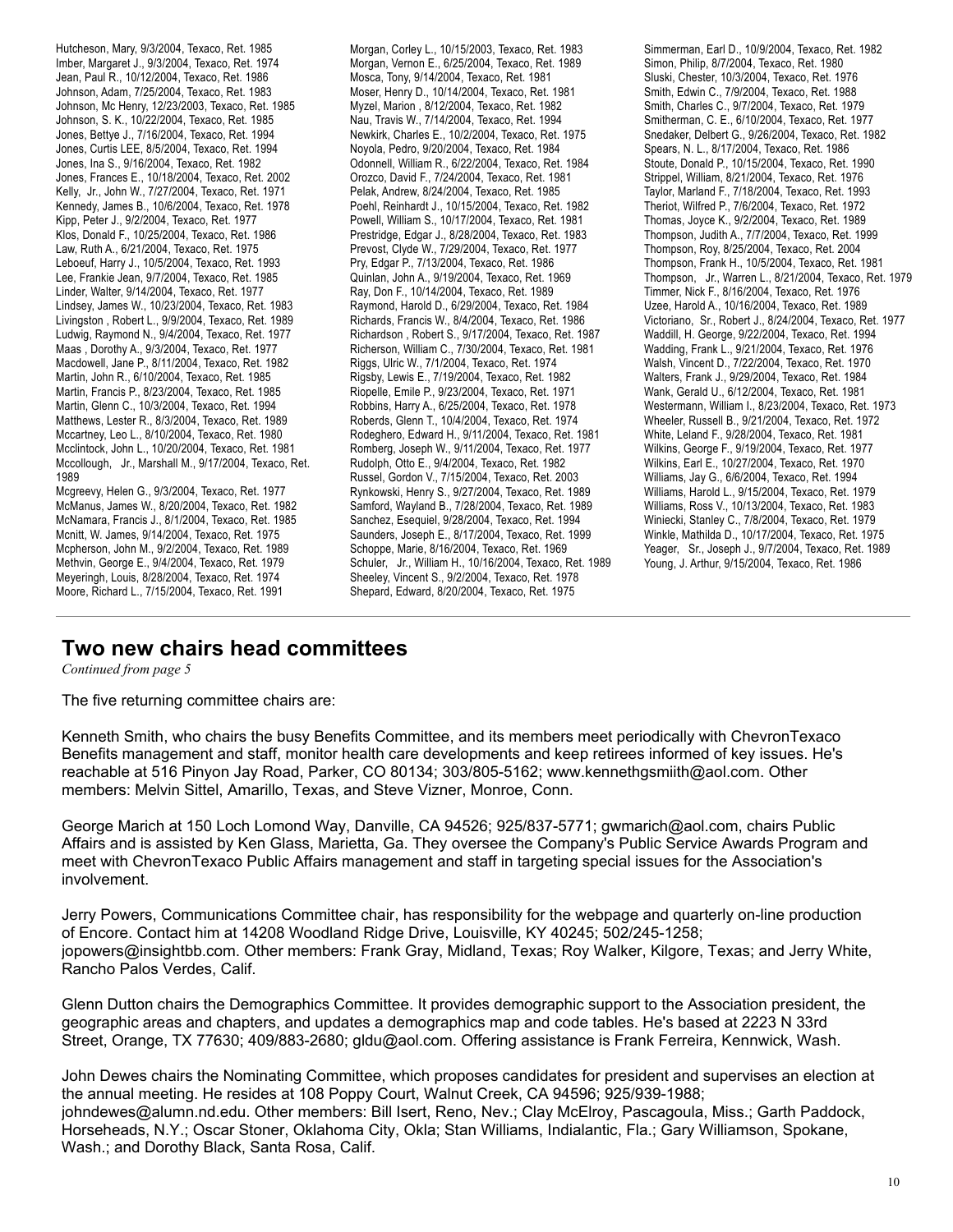Hutcheson, Mary, 9/3/2004, Texaco, Ret. 1985
Imber, Margaret J., 9/3/2004, Texaco, Ret. 1974
Jean, Paul R., 10/12/2004, Texaco, Ret. 1986
Johnson, Adam, 7/25/2004, Texaco, Ret. 1983
Johnson, Mc Henry, 12/23/2003, Texaco, Ret. 1985
Johnson, S. K., 10/22/2004, Texaco, Ret. 1985
Jones, Bettye J., 7/16/2004, Texaco, Ret. 1994
Jones, Curtis LEE, 8/5/2004, Texaco, Ret. 1994
Jones, Ina S., 9/16/2004, Texaco, Ret. 1982
Jones, Frances E., 10/18/2004, Texaco, Ret. 2002
Kelly, Jr., John W., 7/27/2004, Texaco, Ret. 1971
Kennedy, James B., 10/6/2004, Texaco, Ret. 1978
Kipp, Peter J., 9/2/2004, Texaco, Ret. 1977
Klos, Donald F., 10/25/2004, Texaco, Ret. 1986
Law, Ruth A., 6/21/2004, Texaco, Ret. 1975
Leboeuf, Harry J., 10/5/2004, Texaco, Ret. 1993
Lee, Frankie Jean, 9/7/2004, Texaco, Ret. 1985
Linder, Walter, 9/14/2004, Texaco, Ret. 1977
Lindsey, James W., 10/23/2004, Texaco, Ret. 1983
Livingston , Robert L., 9/9/2004, Texaco, Ret. 1989
Ludwig, Raymond N., 9/4/2004, Texaco, Ret. 1977
Maas , Dorothy A., 9/3/2004, Texaco, Ret. 1977
Macdowell, Jane P., 8/11/2004, Texaco, Ret. 1982
Martin, John R., 6/10/2004, Texaco, Ret. 1985
Martin, Francis P., 8/23/2004, Texaco, Ret. 1985
Martin, Glenn C., 10/3/2004, Texaco, Ret. 1994
Matthews, Lester R., 8/3/2004, Texaco, Ret. 1989
Mccartney, Leo L., 8/10/2004, Texaco, Ret. 1980
Mcclintock, John L., 10/20/2004, Texaco, Ret. 1981
Mccollough, Jr., Marshall M., 9/17/2004, Texaco, Ret. 1989
Mcgreevy, Helen G., 9/3/2004, Texaco, Ret. 1977
McManus, James W., 8/20/2004, Texaco, Ret. 1982
McNamara, Francis J., 8/1/2004, Texaco, Ret. 1985
Mcnitt, W. James, 9/14/2004, Texaco, Ret. 1975
Mcpherson, John M., 9/2/2004, Texaco, Ret. 1989
Methvin, George E., 9/4/2004, Texaco, Ret. 1979
Meyeringh, Louis, 8/28/2004, Texaco, Ret. 1974
Moore, Richard L., 7/15/2004, Texaco, Ret. 1991
Morgan, Corley L., 10/15/2003, Texaco, Ret. 1983
Morgan, Vernon E., 6/25/2004, Texaco, Ret. 1989
Mosca, Tony, 9/14/2004, Texaco, Ret. 1981
Moser, Henry D., 10/14/2004, Texaco, Ret. 1981
Myzel, Marion , 8/12/2004, Texaco, Ret. 1982
Nau, Travis W., 7/14/2004, Texaco, Ret. 1994
Newkirk, Charles E., 10/2/2004, Texaco, Ret. 1975
Noyola, Pedro, 9/20/2004, Texaco, Ret. 1984
Odonnell, William R., 6/22/2004, Texaco, Ret. 1984
Orozco, David F., 7/24/2004, Texaco, Ret. 1981
Pelak, Andrew, 8/24/2004, Texaco, Ret. 1985
Poehl, Reinhardt J., 10/15/2004, Texaco, Ret. 1982
Powell, William S., 10/17/2004, Texaco, Ret. 1981
Prestridge, Edgar J., 8/28/2004, Texaco, Ret. 1983
Prevost, Clyde W., 7/29/2004, Texaco, Ret. 1977
Pry, Edgar P., 7/13/2004, Texaco, Ret. 1986
Quinlan, John A., 9/19/2004, Texaco, Ret. 1969
Ray, Don F., 10/14/2004, Texaco, Ret. 1989
Raymond, Harold D., 6/29/2004, Texaco, Ret. 1984
Richards, Francis W., 8/4/2004, Texaco, Ret. 1986
Richardson , Robert S., 9/17/2004, Texaco, Ret. 1987
Richerson, William C., 7/30/2004, Texaco, Ret. 1981
Riggs, Ulric W., 7/1/2004, Texaco, Ret. 1974
Rigsby, Lewis E., 7/19/2004, Texaco, Ret. 1982
Riopelle, Emile P., 9/23/2004, Texaco, Ret. 1971
Robbins, Harry A., 6/25/2004, Texaco, Ret. 1978
Roberds, Glenn T., 10/4/2004, Texaco, Ret. 1974
Rodeghero, Edward H., 9/11/2004, Texaco, Ret. 1981
Romberg, Joseph W., 9/11/2004, Texaco, Ret. 1977
Rudolph, Otto E., 9/4/2004, Texaco, Ret. 1982
Russel, Gordon V., 7/15/2004, Texaco, Ret. 2003
Rynkowski, Henry S., 9/27/2004, Texaco, Ret. 1989
Samford, Wayland B., 7/28/2004, Texaco, Ret. 1989
Sanchez, Esequiel, 9/28/2004, Texaco, Ret. 1994
Saunders, Joseph E., 8/17/2004, Texaco, Ret. 1999
Schoppe, Marie, 8/16/2004, Texaco, Ret. 1969
Schuler, Jr., William H., 10/16/2004, Texaco, Ret. 1989
Sheeley, Vincent S., 9/2/2004, Texaco, Ret. 1978
Shepard, Edward, 8/20/2004, Texaco, Ret. 1975
Simmerman, Earl D., 10/9/2004, Texaco, Ret. 1982
Simon, Philip, 8/7/2004, Texaco, Ret. 1980
Sluski, Chester, 10/3/2004, Texaco, Ret. 1976
Smith, Edwin C., 7/9/2004, Texaco, Ret. 1988
Smith, Charles C., 9/7/2004, Texaco, Ret. 1979
Smitherman, C. E., 6/10/2004, Texaco, Ret. 1977
Snedaker, Delbert G., 9/26/2004, Texaco, Ret. 1982
Spears, N. L., 8/17/2004, Texaco, Ret. 1986
Stoute, Donald P., 10/15/2004, Texaco, Ret. 1990
Strippel, William, 8/21/2004, Texaco, Ret. 1976
Taylor, Marland F., 7/18/2004, Texaco, Ret. 1993
Theriot, Wilfred P., 7/6/2004, Texaco, Ret. 1972
Thomas, Joyce K., 9/2/2004, Texaco, Ret. 1989
Thompson, Judith A., 7/7/2004, Texaco, Ret. 1999
Thompson, Roy, 8/25/2004, Texaco, Ret. 2004
Thompson, Frank H., 10/5/2004, Texaco, Ret. 1981
Thompson, Jr., Warren L., 8/21/2004, Texaco, Ret. 1979
Timmer, Nick F., 8/16/2004, Texaco, Ret. 1976
Uzee, Harold A., 10/16/2004, Texaco, Ret. 1989
Victoriano, Sr., Robert J., 8/24/2004, Texaco, Ret. 1977
Waddill, H. George, 9/22/2004, Texaco, Ret. 1994
Wadding, Frank L., 9/21/2004, Texaco, Ret. 1976
Walsh, Vincent D., 7/22/2004, Texaco, Ret. 1970
Walters, Frank J., 9/29/2004, Texaco, Ret. 1984
Wank, Gerald U., 6/12/2004, Texaco, Ret. 1981
Westermann, William I., 8/23/2004, Texaco, Ret. 1973
Wheeler, Russell B., 9/21/2004, Texaco, Ret. 1972
White, Leland F., 9/28/2004, Texaco, Ret. 1981
Wilkins, George F., 9/19/2004, Texaco, Ret. 1977
Wilkins, Earl E., 10/27/2004, Texaco, Ret. 1970
Williams, Jay G., 6/6/2004, Texaco, Ret. 1994
Williams, Harold L., 9/15/2004, Texaco, Ret. 1979
Williams, Ross V., 10/13/2004, Texaco, Ret. 1983
Winiecki, Stanley C., 7/8/2004, Texaco, Ret. 1979
Winkle, Mathilda D., 10/17/2004, Texaco, Ret. 1975
Yeager, Sr., Joseph J., 9/7/2004, Texaco, Ret. 1989
Young, J. Arthur, 9/15/2004, Texaco, Ret. 1986

## Two new chairs head committees

*Continued from page 5*

The five returning committee chairs are:

Kenneth Smith, who chairs the busy Benefits Committee, and its members meet periodically with ChevronTexaco Benefits management and staff, monitor health care developments and keep retirees informed of key issues. He's reachable at 516 Pinyon Jay Road, Parker, CO 80134; 303/805-5162; www.kennethgsmiith@aol.com. Other members: Melvin Sittel, Amarillo, Texas, and Steve Vizner, Monroe, Conn.

George Marich at 150 Loch Lomond Way, Danville, CA 94526; 925/837-5771; gwmarich@aol.com, chairs Public Affairs and is assisted by Ken Glass, Marietta, Ga. They oversee the Company's Public Service Awards Program and meet with ChevronTexaco Public Affairs management and staff in targeting special issues for the Association's involvement.

Jerry Powers, Communications Committee chair, has responsibility for the webpage and quarterly on-line production of Encore. Contact him at 14208 Woodland Ridge Drive, Louisville, KY 40245; 502/245-1258; jopowers@insightbb.com. Other members: Frank Gray, Midland, Texas; Roy Walker, Kilgore, Texas; and Jerry White, Rancho Palos Verdes, Calif.

Glenn Dutton chairs the Demographics Committee. It provides demographic support to the Association president, the geographic areas and chapters, and updates a demographics map and code tables. He's based at 2223 N 33rd Street, Orange, TX 77630; 409/883-2680; gldu@aol.com. Offering assistance is Frank Ferreira, Kennwick, Wash.

John Dewes chairs the Nominating Committee, which proposes candidates for president and supervises an election at the annual meeting. He resides at 108 Poppy Court, Walnut Creek, CA 94596; 925/939-1988; johndewes@alumn.nd.edu. Other members: Bill Isert, Reno, Nev.; Clay McElroy, Pascagoula, Miss.; Garth Paddock, Horseheads, N.Y.; Oscar Stoner, Oklahoma City, Okla; Stan Williams, Indialantic, Fla.; Gary Williamson, Spokane, Wash.; and Dorothy Black, Santa Rosa, Calif.